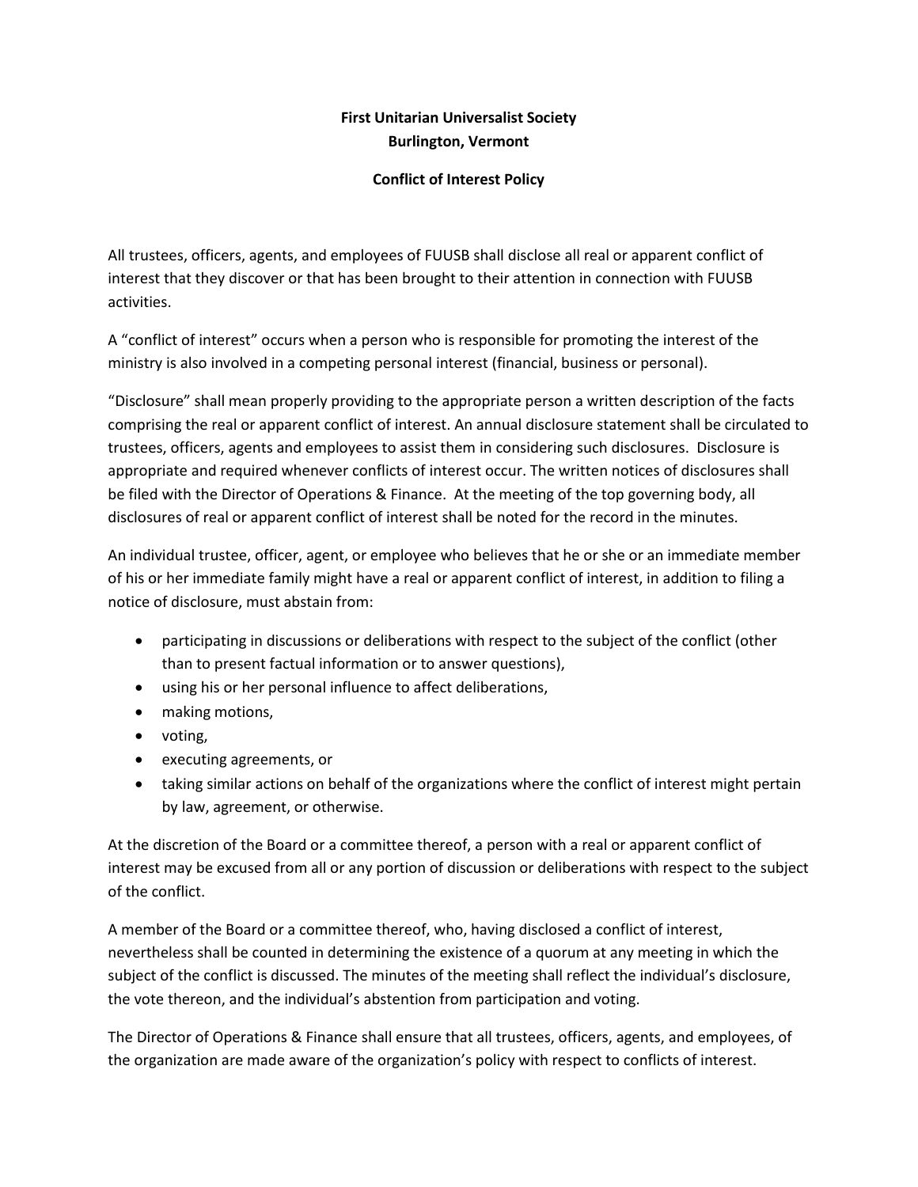**First Unitarian Universalist Society**
**Burlington, Vermont**

**Conflict of Interest Policy**

All trustees, officers, agents, and employees of FUUSB shall disclose all real or apparent conflict of interest that they discover or that has been brought to their attention in connection with FUUSB activities.

A "conflict of interest" occurs when a person who is responsible for promoting the interest of the ministry is also involved in a competing personal interest (financial, business or personal).

"Disclosure" shall mean properly providing to the appropriate person a written description of the facts comprising the real or apparent conflict of interest. An annual disclosure statement shall be circulated to trustees, officers, agents and employees to assist them in considering such disclosures. Disclosure is appropriate and required whenever conflicts of interest occur. The written notices of disclosures shall be filed with the Director of Operations & Finance. At the meeting of the top governing body, all disclosures of real or apparent conflict of interest shall be noted for the record in the minutes.

An individual trustee, officer, agent, or employee who believes that he or she or an immediate member of his or her immediate family might have a real or apparent conflict of interest, in addition to filing a notice of disclosure, must abstain from:

- participating in discussions or deliberations with respect to the subject of the conflict (other than to present factual information or to answer questions),
- using his or her personal influence to affect deliberations,
- making motions,
- voting,
- executing agreements, or
- taking similar actions on behalf of the organizations where the conflict of interest might pertain by law, agreement, or otherwise.

At the discretion of the Board or a committee thereof, a person with a real or apparent conflict of interest may be excused from all or any portion of discussion or deliberations with respect to the subject of the conflict.

A member of the Board or a committee thereof, who, having disclosed a conflict of interest, nevertheless shall be counted in determining the existence of a quorum at any meeting in which the subject of the conflict is discussed. The minutes of the meeting shall reflect the individual's disclosure, the vote thereon, and the individual's abstention from participation and voting.

The Director of Operations & Finance shall ensure that all trustees, officers, agents, and employees, of the organization are made aware of the organization's policy with respect to conflicts of interest.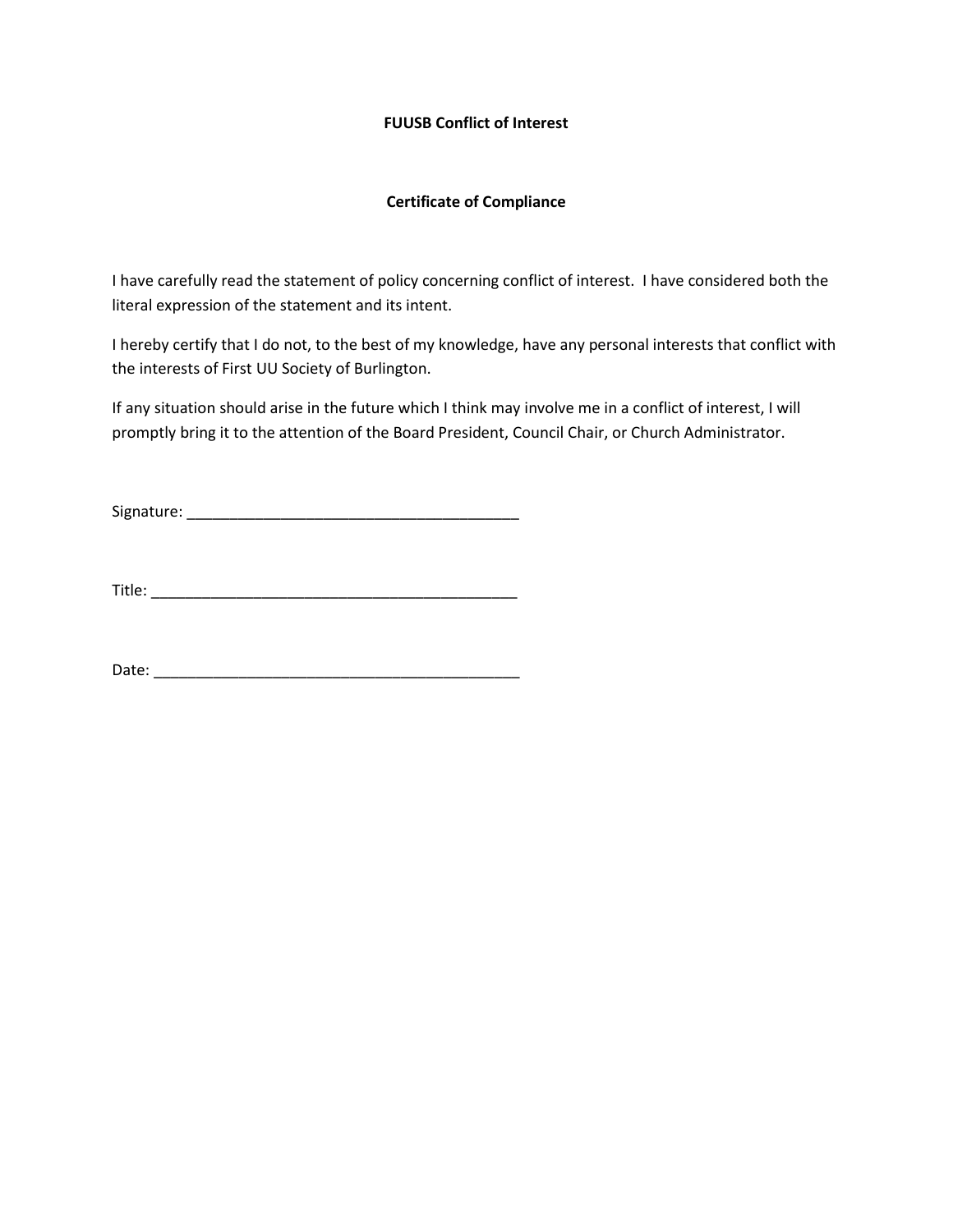**FUUSB Conflict of Interest**

**Certificate of Compliance**

I have carefully read the statement of policy concerning conflict of interest. I have considered both the literal expression of the statement and its intent.

I hereby certify that I do not, to the best of my knowledge, have any personal interests that conflict with the interests of First UU Society of Burlington.

If any situation should arise in the future which I think may involve me in a conflict of interest, I will promptly bring it to the attention of the Board President, Council Chair, or Church Administrator.

Signature: ________________________________________

Title: ____________________________________________

Date: ____________________________________________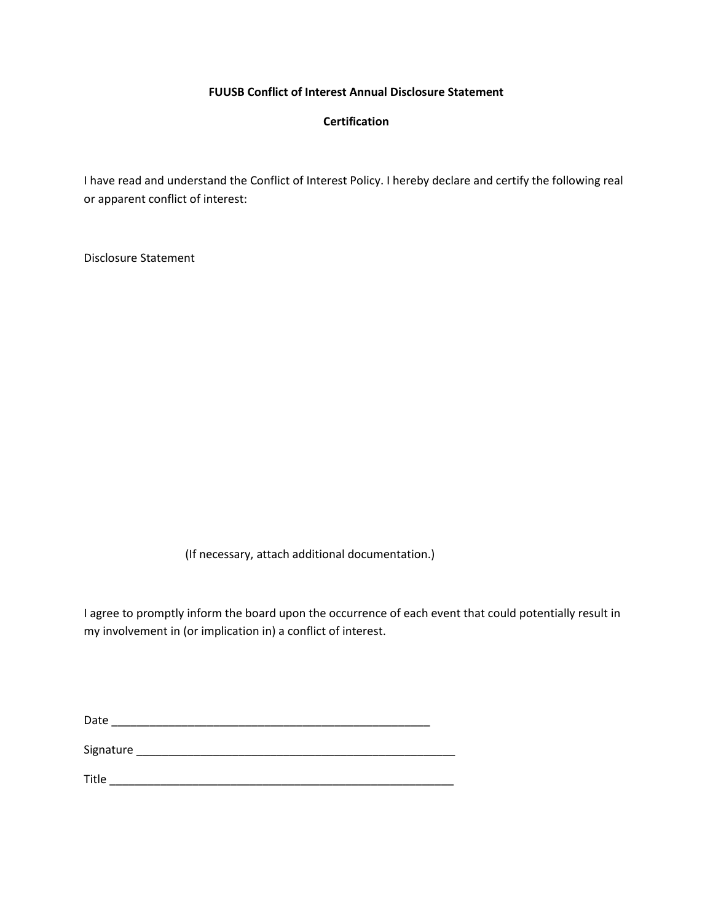**FUUSB Conflict of Interest Annual Disclosure Statement**

**Certification**

I have read and understand the Conflict of Interest Policy. I hereby declare and certify the following real or apparent conflict of interest:

Disclosure Statement

(If necessary, attach additional documentation.)

I agree to promptly inform the board upon the occurrence of each event that could potentially result in my involvement in (or implication in) a conflict of interest.

Date ____________________________________________________

Signature ____________________________________________________

Title ________________________________________________________